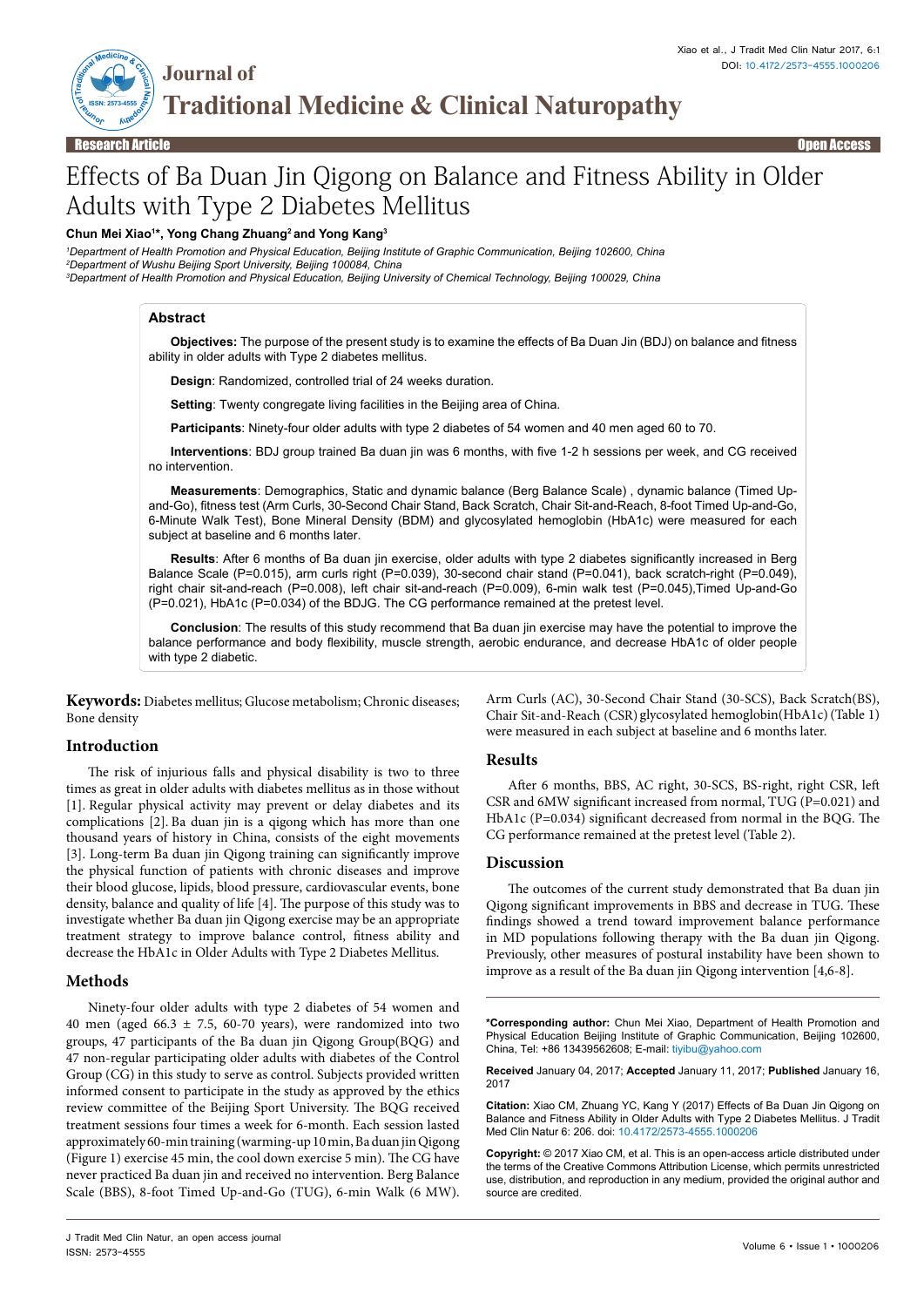Research Article | Open Access

# Effects of Ba Duan Jin Qigong on Balance and Fitness Ability in Older Adults with Type 2 Diabetes Mellitus

**Chun Mei Xiao[1]*, Yong Chang Zhuang[2] and Yong Kang[3]**

[1]Department of Health Promotion and Physical Education, Beijing Institute of Graphic Communication, Beijing 102600, China
[2]Department of Wushu Beijing Sport University, Beijing 100084, China
[3]Department of Health Promotion and Physical Education, Beijing University of Chemical Technology, Beijing 100029, China

## Abstract

**Objectives:** The purpose of the present study is to examine the effects of Ba Duan Jin (BDJ) on balance and fitness ability in older adults with Type 2 diabetes mellitus.

**Design**: Randomized, controlled trial of 24 weeks duration.

**Setting**: Twenty congregate living facilities in the Beijing area of China.

**Participants**: Ninety-four older adults with type 2 diabetes of 54 women and 40 men aged 60 to 70.

**Interventions**: BDJ group trained Ba duan jin was 6 months, with five 1-2 h sessions per week, and CG received no intervention.

**Measurements**: Demographics, Static and dynamic balance (Berg Balance Scale) , dynamic balance (Timed Up-and-Go), fitness test (Arm Curls, 30-Second Chair Stand, Back Scratch, Chair Sit-and-Reach, 8-foot Timed Up-and-Go, 6-Minute Walk Test), Bone Mineral Density (BDM) and glycosylated hemoglobin (HbA1c) were measured for each subject at baseline and 6 months later.

**Results**: After 6 months of Ba duan jin exercise, older adults with type 2 diabetes significantly increased in Berg Balance Scale (P=0.015), arm curls right (P=0.039), 30-second chair stand (P=0.041), back scratch-right (P=0.049), right chair sit-and-reach (P=0.008), left chair sit-and-reach (P=0.009), 6-min walk test (P=0.045),Timed Up-and-Go (P=0.021), HbA1c (P=0.034) of the BDJG. The CG performance remained at the pretest level.

**Conclusion**: The results of this study recommend that Ba duan jin exercise may have the potential to improve the balance performance and body flexibility, muscle strength, aerobic endurance, and decrease HbA1c of older people with type 2 diabetic.

**Keywords:** Diabetes mellitus; Glucose metabolism; Chronic diseases; Bone density

## Introduction

The risk of injurious falls and physical disability is two to three times as great in older adults with diabetes mellitus as in those without [1]. Regular physical activity may prevent or delay diabetes and its complications [2]. Ba duan jin is a qigong which has more than one thousand years of history in China, consists of the eight movements [3]. Long-term Ba duan jin Qigong training can significantly improve the physical function of patients with chronic diseases and improve their blood glucose, lipids, blood pressure, cardiovascular events, bone density, balance and quality of life [4]. The purpose of this study was to investigate whether Ba duan jin Qigong exercise may be an appropriate treatment strategy to improve balance control, fitness ability and decrease the HbA1c in Older Adults with Type 2 Diabetes Mellitus.

## Methods

Ninety-four older adults with type 2 diabetes of 54 women and 40 men (aged 66.3 ± 7.5, 60-70 years), were randomized into two groups, 47 participants of the Ba duan jin Qigong Group(BQG) and 47 non-regular participating older adults with diabetes of the Control Group (CG) in this study to serve as control. Subjects provided written informed consent to participate in the study as approved by the ethics review committee of the Beijing Sport University. The BQG received treatment sessions four times a week for 6-month. Each session lasted approximately 60-min training (warming-up 10 min, Ba duan jin Qigong (Figure 1) exercise 45 min, the cool down exercise 5 min). The CG have never practiced Ba duan jin and received no intervention. Berg Balance Scale (BBS), 8-foot Timed Up-and-Go (TUG), 6-min Walk (6 MW). Arm Curls (AC), 30-Second Chair Stand (30-SCS), Back Scratch(BS), Chair Sit-and-Reach (CSR) glycosylated hemoglobin(HbA1c) (Table 1) were measured in each subject at baseline and 6 months later.

## Results

After 6 months, BBS, AC right, 30-SCS, BS-right, right CSR, left CSR and 6MW significant increased from normal, TUG (P=0.021) and HbA1c (P=0.034) significant decreased from normal in the BQG. The CG performance remained at the pretest level (Table 2).

## Discussion

The outcomes of the current study demonstrated that Ba duan jin Qigong significant improvements in BBS and decrease in TUG. These findings showed a trend toward improvement balance performance in MD populations following therapy with the Ba duan jin Qigong. Previously, other measures of postural instability have been shown to improve as a result of the Ba duan jin Qigong intervention [4,6-8].

**\*Corresponding author:** Chun Mei Xiao, Department of Health Promotion and Physical Education Beijing Institute of Graphic Communication, Beijing 102600, China, Tel: +86 13439562608; E-mail: tiyibu@yahoo.com

**Received** January 04, 2017; **Accepted** January 11, 2017; **Published** January 16, 2017

**Citation:** Xiao CM, Zhuang YC, Kang Y (2017) Effects of Ba Duan Jin Qigong on Balance and Fitness Ability in Older Adults with Type 2 Diabetes Mellitus. J Tradit Med Clin Natur 6: 206. doi: 10.4172/2573-4555.1000206

**Copyright:** © 2017 Xiao CM, et al. This is an open-access article distributed under the terms of the Creative Commons Attribution License, which permits unrestricted use, distribution, and reproduction in any medium, provided the original author and source are credited.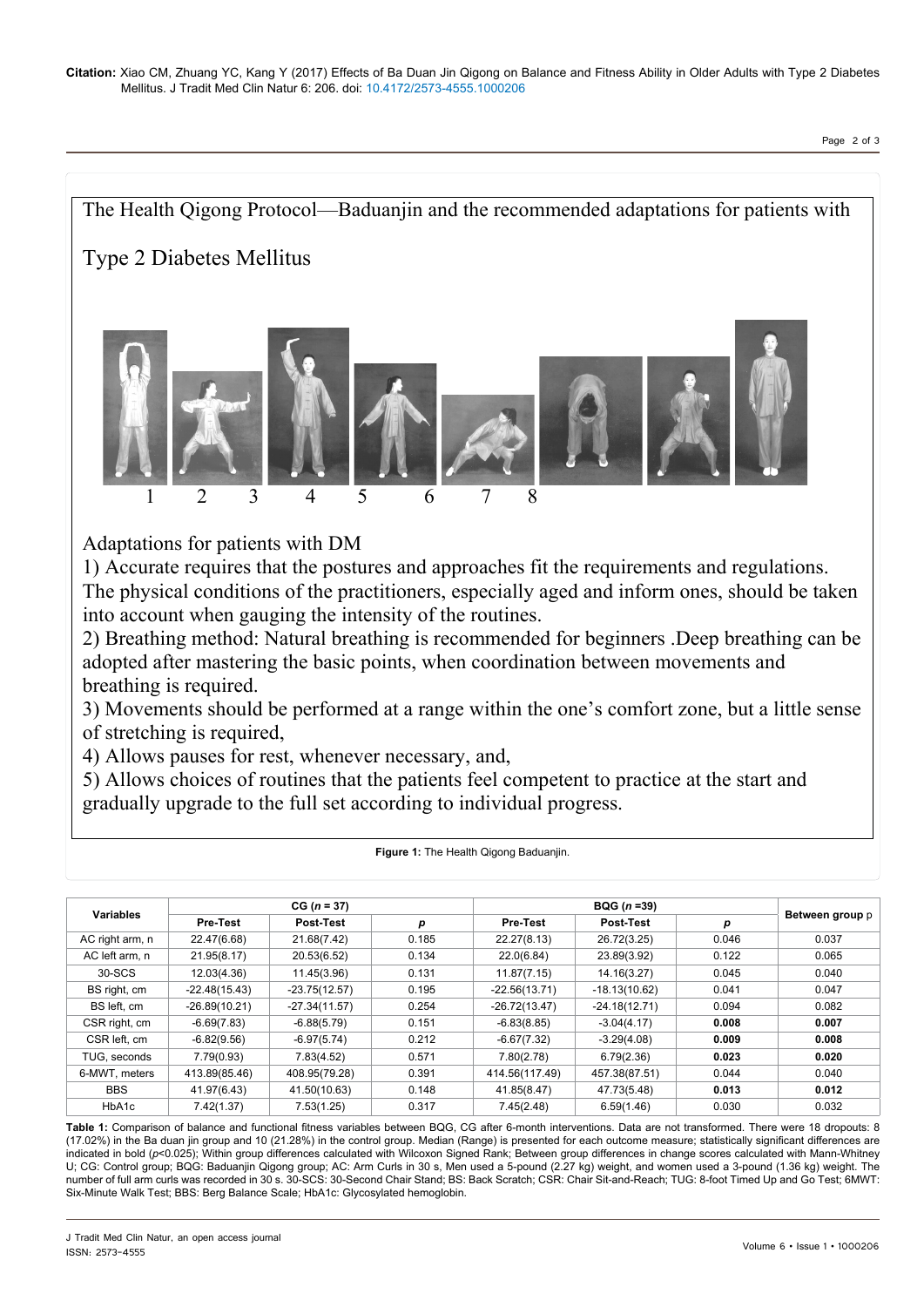The Health Qigong Protocol—Baduanjin and the recommended adaptations for patients with Type 2 Diabetes Mellitus

1 2 3 4 5 6 7 8

Adaptations for patients with DM

1) Accurate requires that the postures and approaches fit the requirements and regulations. The physical conditions of the practitioners, especially aged and inform ones, should be taken into account when gauging the intensity of the routines.

2) Breathing method: Natural breathing is recommended for beginners .Deep breathing can be adopted after mastering the basic points, when coordination between movements and breathing is required.

3) Movements should be performed at a range within the one's comfort zone, but a little sense of stretching is required,

4) Allows pauses for rest, whenever necessary, and,

5) Allows choices of routines that the patients feel competent to practice at the start and gradually upgrade to the full set according to individual progress.

**Figure 1:** The Health Qigong Baduanjin.

| Variables | CG (*n* = 37) | | | BQG (*n* =39) | | | Between group p |
|---|---|---|---|---|---|---|---|
| | Pre-Test | Post-Test | *p* | Pre-Test | Post-Test | *p* | |
| AC right arm, n | 22.47(6.68) | 21.68(7.42) | 0.185 | 22.27(8.13) | 26.72(3.25) | 0.046 | 0.037 |
| AC left arm, n | 21.95(8.17) | 20.53(6.52) | 0.134 | 22.0(6.84) | 23.89(3.92) | 0.122 | 0.065 |
| 30-SCS | 12.03(4.36) | 11.45(3.96) | 0.131 | 11.87(7.15) | 14.16(3.27) | 0.045 | 0.040 |
| BS right, cm | -22.48(15.43) | -23.75(12.57) | 0.195 | -22.56(13.71) | -18.13(10.62) | 0.041 | 0.047 |
| BS left, cm | -26.89(10.21) | -27.34(11.57) | 0.254 | -26.72(13.47) | -24.18(12.71) | 0.094 | 0.082 |
| CSR right, cm | -6.69(7.83) | -6.88(5.79) | 0.151 | -6.83(8.85) | -3.04(4.17) | **0.008** | **0.007** |
| CSR left, cm | -6.82(9.56) | -6.97(5.74) | 0.212 | -6.67(7.32) | -3.29(4.08) | **0.009** | **0.008** |
| TUG, seconds | 7.79(0.93) | 7.83(4.52) | 0.571 | 7.80(2.78) | 6.79(2.36) | **0.023** | **0.020** |
| 6-MWT, meters | 413.89(85.46) | 408.95(79.28) | 0.391 | 414.56(117.49) | 457.38(87.51) | 0.044 | 0.040 |
| BBS | 41.97(6.43) | 41.50(10.63) | 0.148 | 41.85(8.47) | 47.73(5.48) | **0.013** | **0.012** |
| HbA1c | 7.42(1.37) | 7.53(1.25) | 0.317 | 7.45(2.48) | 6.59(1.46) | 0.030 | 0.032 |

**Table 1:** Comparison of balance and functional fitness variables between BQG, CG after 6-month interventions. Data are not transformed. There were 18 dropouts: 8 (17.02%) in the Ba duan jin group and 10 (21.28%) in the control group. Median (Range) is presented for each outcome measure; statistically significant differences are indicated in bold ($p<0.025$); Within group differences calculated with Wilcoxon Signed Rank; Between group differences in change scores calculated with Mann-Whitney U; CG: Control group; BQG: Baduanjin Qigong group; AC: Arm Curls in 30 s, Men used a 5-pound (2.27 kg) weight, and women used a 3-pound (1.36 kg) weight. The number of full arm curls was recorded in 30 s. 30-SCS: 30-Second Chair Stand; BS: Back Scratch; CSR: Chair Sit-and-Reach; TUG: 8-foot Timed Up and Go Test; 6MWT: Six-Minute Walk Test; BBS: Berg Balance Scale; HbA1c: Glycosylated hemoglobin.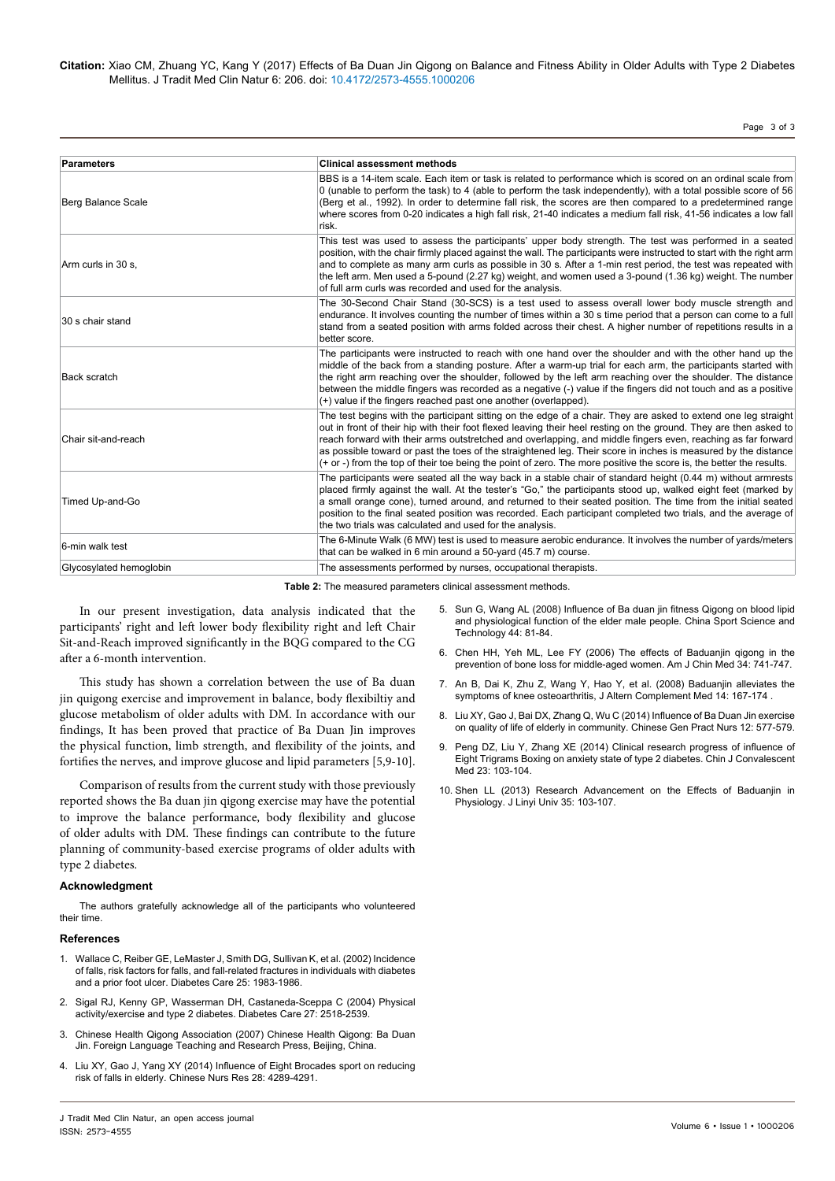| Parameters | Clinical assessment methods |
|---|---|
| Berg Balance Scale | BBS is a 14-item scale. Each item or task is related to performance which is scored on an ordinal scale from 0 (unable to perform the task) to 4 (able to perform the task independently), with a total possible score of 56 (Berg et al., 1992). In order to determine fall risk, the scores are then compared to a predetermined range where scores from 0-20 indicates a high fall risk, 21-40 indicates a medium fall risk, 41-56 indicates a low fall risk. |
| Arm curls in 30 s, | This test was used to assess the participants' upper body strength. The test was performed in a seated position, with the chair firmly placed against the wall. The participants were instructed to start with the right arm and to complete as many arm curls as possible in 30 s. After a 1-min rest period, the test was repeated with the left arm. Men used a 5-pound (2.27 kg) weight, and women used a 3-pound (1.36 kg) weight. The number of full arm curls was recorded and used for the analysis. |
| 30 s chair stand | The 30-Second Chair Stand (30-SCS) is a test used to assess overall lower body muscle strength and endurance. It involves counting the number of times within a 30 s time period that a person can come to a full stand from a seated position with arms folded across their chest. A higher number of repetitions results in a better score. |
| Back scratch | The participants were instructed to reach with one hand over the shoulder and with the other hand up the middle of the back from a standing posture. After a warm-up trial for each arm, the participants started with the right arm reaching over the shoulder, followed by the left arm reaching over the shoulder. The distance between the middle fingers was recorded as a negative (-) value if the fingers did not touch and as a positive (+) value if the fingers reached past one another (overlapped). |
| Chair sit-and-reach | The test begins with the participant sitting on the edge of a chair. They are asked to extend one leg straight out in front of their hip with their foot flexed leaving their heel resting on the ground. They are then asked to reach forward with their arms outstretched and overlapping, and middle fingers even, reaching as far forward as possible toward or past the toes of the straightened leg. Their score in inches is measured by the distance (+ or -) from the top of their toe being the point of zero. The more positive the score is, the better the results. |
| Timed Up-and-Go | The participants were seated all the way back in a stable chair of standard height (0.44 m) without armrests placed firmly against the wall. At the tester's "Go," the participants stood up, walked eight feet (marked by a small orange cone), turned around, and returned to their seated position. The time from the initial seated position to the final seated position was recorded. Each participant completed two trials, and the average of the two trials was calculated and used for the analysis. |
| 6-min walk test | The 6-Minute Walk (6 MW) test is used to measure aerobic endurance. It involves the number of yards/meters that can be walked in 6 min around a 50-yard (45.7 m) course. |
| Glycosylated hemoglobin | The assessments performed by nurses, occupational therapists. |

**Table 2:** The measured parameters clinical assessment methods.

In our present investigation, data analysis indicated that the participants' right and left lower body flexibility right and left Chair Sit-and-Reach improved significantly in the BQG compared to the CG after a 6-month intervention.

This study has shown a correlation between the use of Ba duan jin quigong exercise and improvement in balance, body flexibiltiy and glucose metabolism of older adults with DM. In accordance with our findings, It has been proved that practice of Ba Duan Jin improves the physical function, limb strength, and flexibility of the joints, and fortifies the nerves, and improve glucose and lipid parameters [5,9-10].

Comparison of results from the current study with those previously reported shows the Ba duan jin qigong exercise may have the potential to improve the balance performance, body flexibility and glucose of older adults with DM. These findings can contribute to the future planning of community-based exercise programs of older adults with type 2 diabetes.

## Acknowledgment

The authors gratefully acknowledge all of the participants who volunteered their time.

## References

1. Wallace C, Reiber GE, LeMaster J, Smith DG, Sullivan K, et al. (2002) Incidence of falls, risk factors for falls, and fall-related fractures in individuals with diabetes and a prior foot ulcer. Diabetes Care 25: 1983-1986.
2. Sigal RJ, Kenny GP, Wasserman DH, Castaneda-Sceppa C (2004) Physical activity/exercise and type 2 diabetes. Diabetes Care 27: 2518-2539.
3. Chinese Health Qigong Association (2007) Chinese Health Qigong: Ba Duan Jin. Foreign Language Teaching and Research Press, Beijing, China.
4. Liu XY, Gao J, Yang XY (2014) Influence of Eight Brocades sport on reducing risk of falls in elderly. Chinese Nurs Res 28: 4289-4291.
5. Sun G, Wang AL (2008) Influence of Ba duan jin fitness Qigong on blood lipid and physiological function of the elder male people. China Sport Science and Technology 44: 81-84.
6. Chen HH, Yeh ML, Lee FY (2006) The effects of Baduanjin qigong in the prevention of bone loss for middle-aged women. Am J Chin Med 34: 741-747.
7. An B, Dai K, Zhu Z, Wang Y, Hao Y, et al. (2008) Baduanjin alleviates the symptoms of knee osteoarthritis, J Altern Complement Med 14: 167-174 .
8. Liu XY, Gao J, Bai DX, Zhang Q, Wu C (2014) Influence of Ba Duan Jin exercise on quality of life of elderly in community. Chinese Gen Pract Nurs 12: 577-579.
9. Peng DZ, Liu Y, Zhang XE (2014) Clinical research progress of influence of Eight Trigrams Boxing on anxiety state of type 2 diabetes. Chin J Convalescent Med 23: 103-104.
10. Shen LL (2013) Research Advancement on the Effects of Baduanjin in Physiology. J Linyi Univ 35: 103-107.